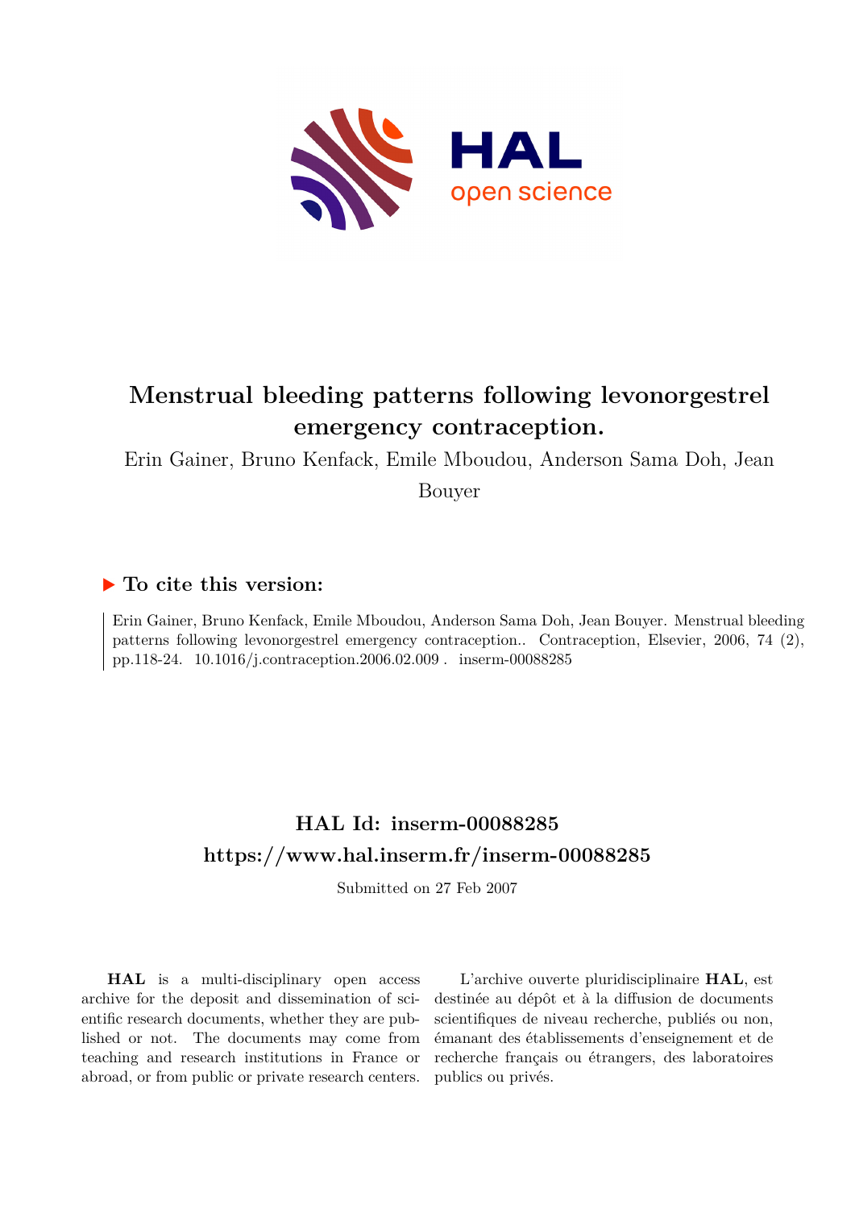# Menstrual bleeding patterns following levonorgestrel emergency contraception.

Erin Gainer, Bruno Kenfack, Emile Mboudou, Anderson Sama Doh, Jean Bouyer

## ▶ To cite this version:

Erin Gainer, Bruno Kenfack, Emile Mboudou, Anderson Sama Doh, Jean Bouyer. Menstrual bleeding patterns following levonorgestrel emergency contraception.. Contraception, Elsevier, 2006, 74 (2), pp.118-24. 10.1016/j.contraception.2006.02.009 . inserm-00088285

## HAL Id: inserm-00088285

## https://www.hal.inserm.fr/inserm-00088285

Submitted on 27 Feb 2007

**HAL** is a multi-disciplinary open access archive for the deposit and dissemination of scientific research documents, whether they are published or not. The documents may come from teaching and research institutions in France or abroad, or from public or private research centers.

L'archive ouverte pluridisciplinaire **HAL**, est destinée au dépôt et à la diffusion de documents scientifiques de niveau recherche, publiés ou non, émanant des établissements d'enseignement et de recherche français ou étrangers, des laboratoires publics ou privés.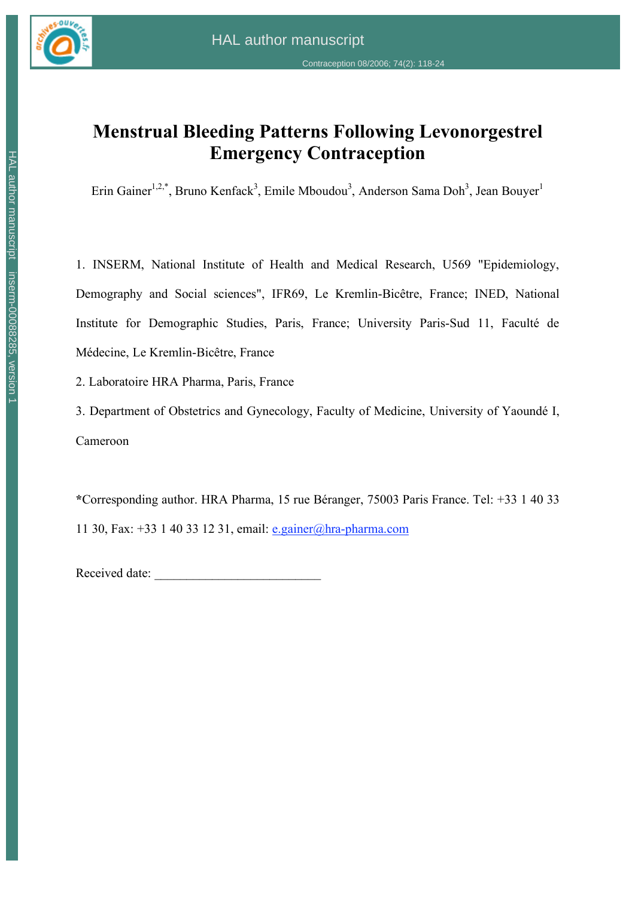# Menstrual Bleeding Patterns Following Levonorgestrel Emergency Contraception

Erin Gainer[1,2,*], Bruno Kenfack[3], Emile Mboudou[3], Anderson Sama Doh[3], Jean Bouyer[1]

1. INSERM, National Institute of Health and Medical Research, U569 "Epidemiology, Demography and Social sciences", IFR69, Le Kremlin-Bicêtre, France; INED, National Institute for Demographic Studies, Paris, France; University Paris-Sud 11, Faculté de Médecine, Le Kremlin-Bicêtre, France

2. Laboratoire HRA Pharma, Paris, France

3. Department of Obstetrics and Gynecology, Faculty of Medicine, University of Yaoundé I, Cameroon

**\***Corresponding author. HRA Pharma, 15 rue Béranger, 75003 Paris France. Tel: +33 1 40 33 11 30, Fax: +33 1 40 33 12 31, email: e.gainer@hra-pharma.com

Received date: ___________________________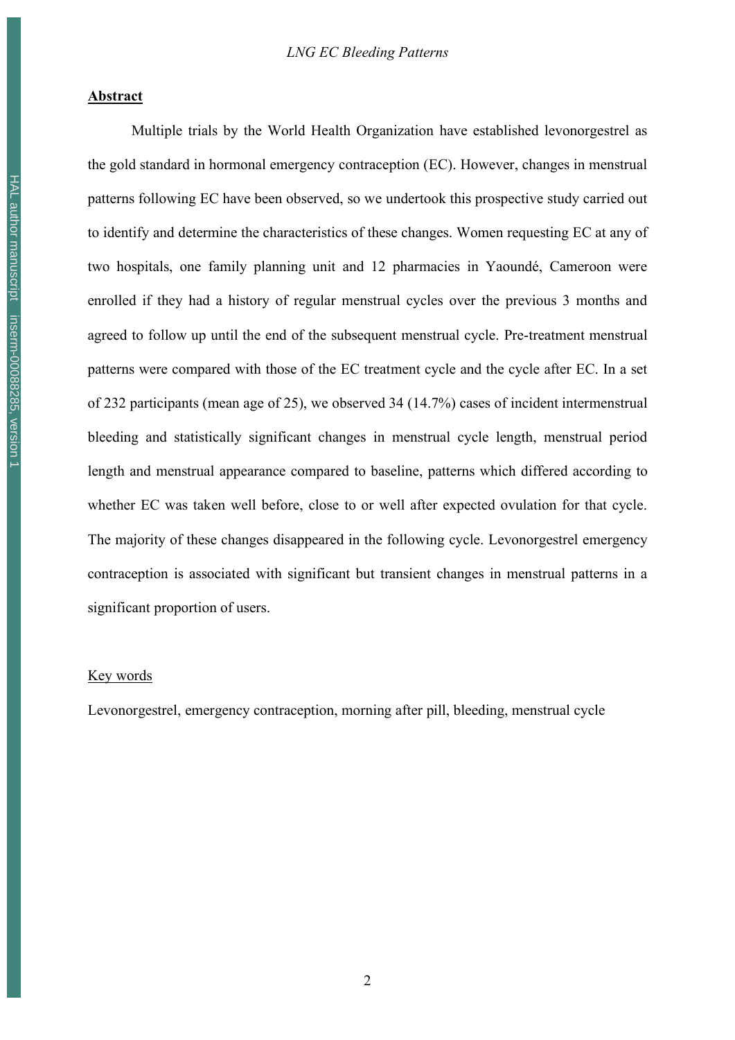## Abstract

Multiple trials by the World Health Organization have established levonorgestrel as the gold standard in hormonal emergency contraception (EC). However, changes in menstrual patterns following EC have been observed, so we undertook this prospective study carried out to identify and determine the characteristics of these changes. Women requesting EC at any of two hospitals, one family planning unit and 12 pharmacies in Yaoundé, Cameroon were enrolled if they had a history of regular menstrual cycles over the previous 3 months and agreed to follow up until the end of the subsequent menstrual cycle. Pre-treatment menstrual patterns were compared with those of the EC treatment cycle and the cycle after EC. In a set of 232 participants (mean age of 25), we observed 34 (14.7%) cases of incident intermenstrual bleeding and statistically significant changes in menstrual cycle length, menstrual period length and menstrual appearance compared to baseline, patterns which differed according to whether EC was taken well before, close to or well after expected ovulation for that cycle. The majority of these changes disappeared in the following cycle. Levonorgestrel emergency contraception is associated with significant but transient changes in menstrual patterns in a significant proportion of users.

Key words

Levonorgestrel, emergency contraception, morning after pill, bleeding, menstrual cycle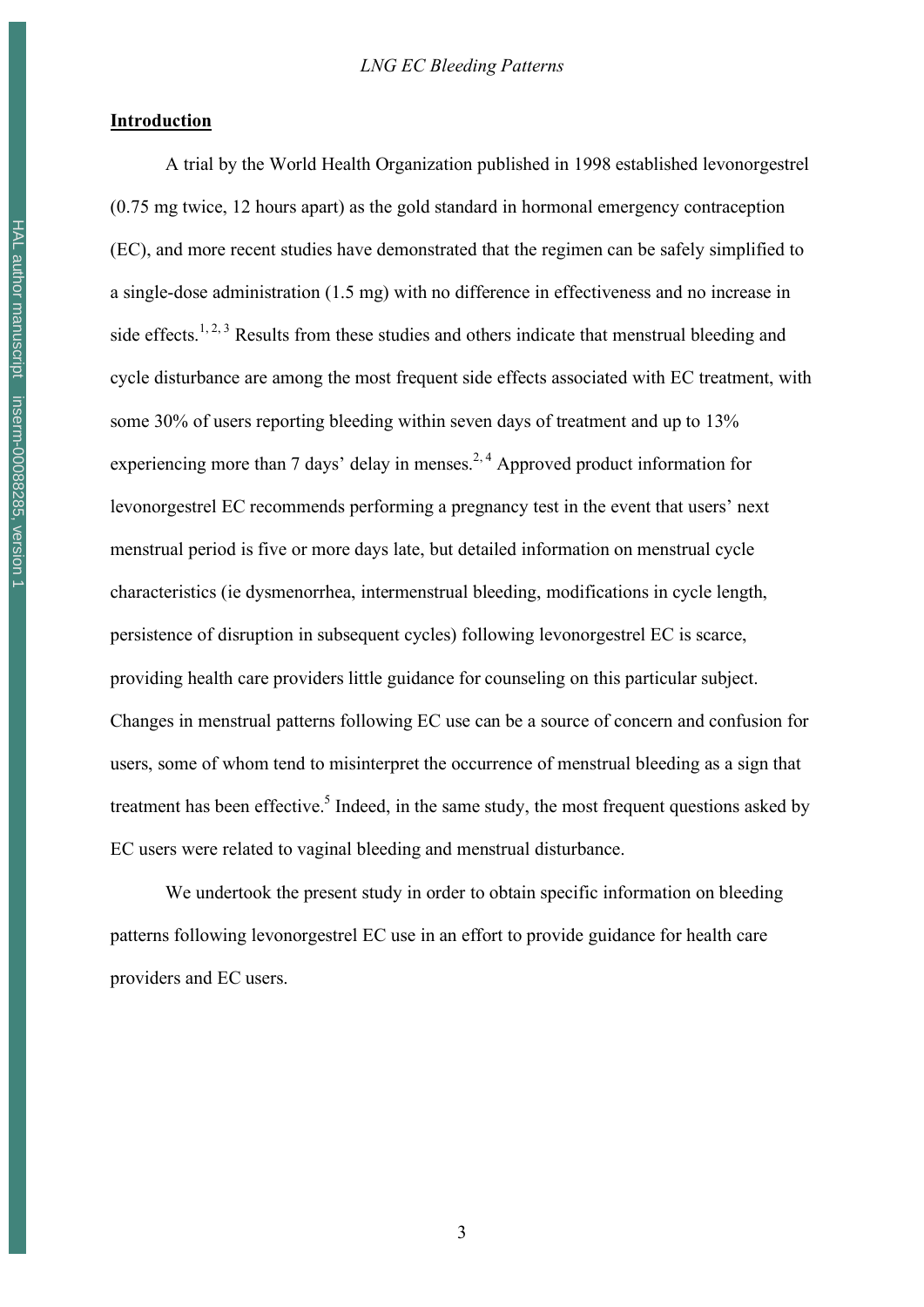## Introduction

A trial by the World Health Organization published in 1998 established levonorgestrel (0.75 mg twice, 12 hours apart) as the gold standard in hormonal emergency contraception (EC), and more recent studies have demonstrated that the regimen can be safely simplified to a single-dose administration (1.5 mg) with no difference in effectiveness and no increase in side effects.[1, 2, 3] Results from these studies and others indicate that menstrual bleeding and cycle disturbance are among the most frequent side effects associated with EC treatment, with some 30% of users reporting bleeding within seven days of treatment and up to 13% experiencing more than 7 days' delay in menses.[2, 4] Approved product information for levonorgestrel EC recommends performing a pregnancy test in the event that users' next menstrual period is five or more days late, but detailed information on menstrual cycle characteristics (ie dysmenorrhea, intermenstrual bleeding, modifications in cycle length, persistence of disruption in subsequent cycles) following levonorgestrel EC is scarce, providing health care providers little guidance for counseling on this particular subject. Changes in menstrual patterns following EC use can be a source of concern and confusion for users, some of whom tend to misinterpret the occurrence of menstrual bleeding as a sign that treatment has been effective.[5] Indeed, in the same study, the most frequent questions asked by EC users were related to vaginal bleeding and menstrual disturbance.

We undertook the present study in order to obtain specific information on bleeding patterns following levonorgestrel EC use in an effort to provide guidance for health care providers and EC users.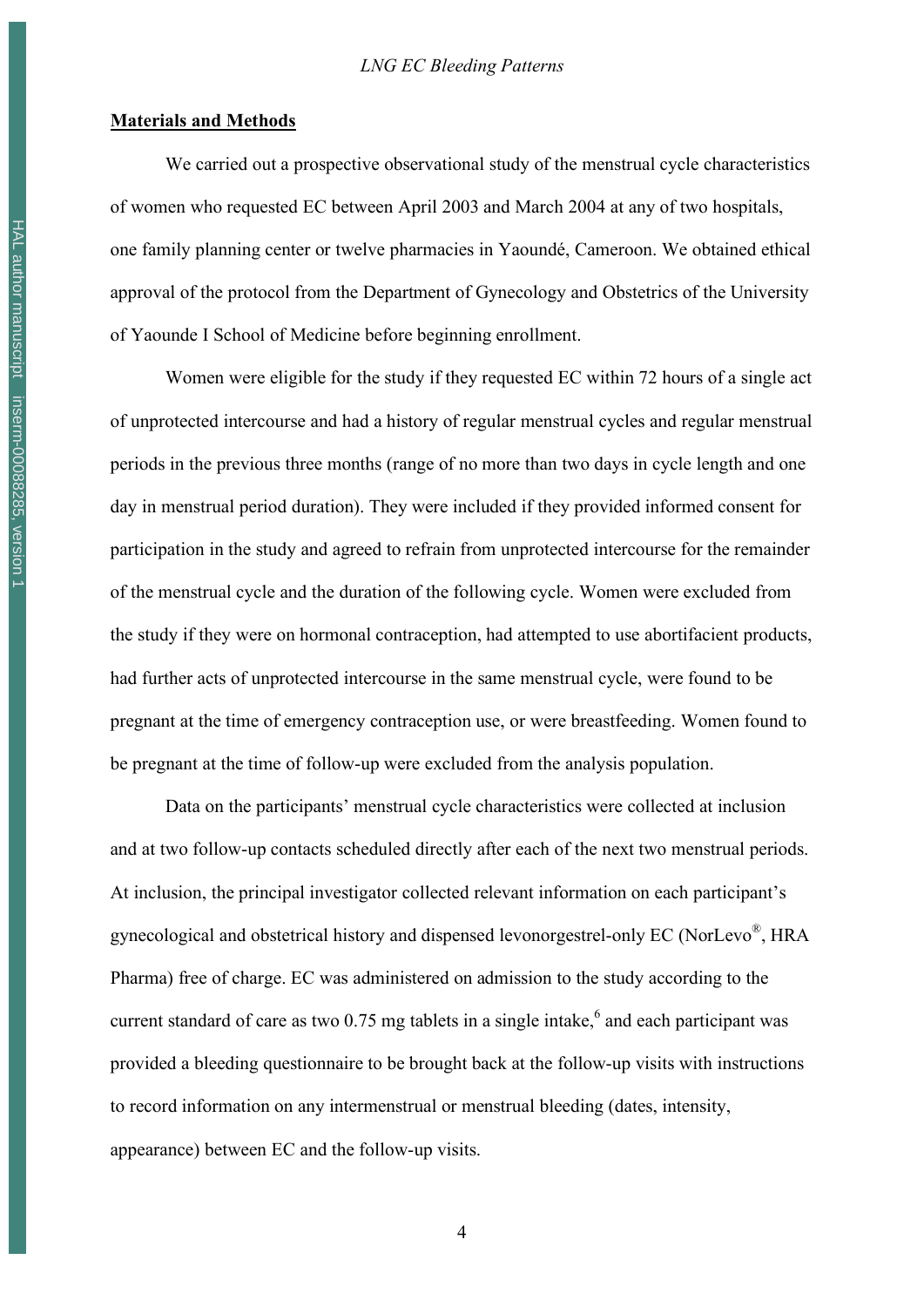## Materials and Methods

We carried out a prospective observational study of the menstrual cycle characteristics of women who requested EC between April 2003 and March 2004 at any of two hospitals, one family planning center or twelve pharmacies in Yaoundé, Cameroon. We obtained ethical approval of the protocol from the Department of Gynecology and Obstetrics of the University of Yaounde I School of Medicine before beginning enrollment.

Women were eligible for the study if they requested EC within 72 hours of a single act of unprotected intercourse and had a history of regular menstrual cycles and regular menstrual periods in the previous three months (range of no more than two days in cycle length and one day in menstrual period duration). They were included if they provided informed consent for participation in the study and agreed to refrain from unprotected intercourse for the remainder of the menstrual cycle and the duration of the following cycle. Women were excluded from the study if they were on hormonal contraception, had attempted to use abortifacient products, had further acts of unprotected intercourse in the same menstrual cycle, were found to be pregnant at the time of emergency contraception use, or were breastfeeding. Women found to be pregnant at the time of follow-up were excluded from the analysis population.

Data on the participants' menstrual cycle characteristics were collected at inclusion and at two follow-up contacts scheduled directly after each of the next two menstrual periods. At inclusion, the principal investigator collected relevant information on each participant's gynecological and obstetrical history and dispensed levonorgestrel-only EC (NorLevo®, HRA Pharma) free of charge. EC was administered on admission to the study according to the current standard of care as two 0.75 mg tablets in a single intake,[6] and each participant was provided a bleeding questionnaire to be brought back at the follow-up visits with instructions to record information on any intermenstrual or menstrual bleeding (dates, intensity, appearance) between EC and the follow-up visits.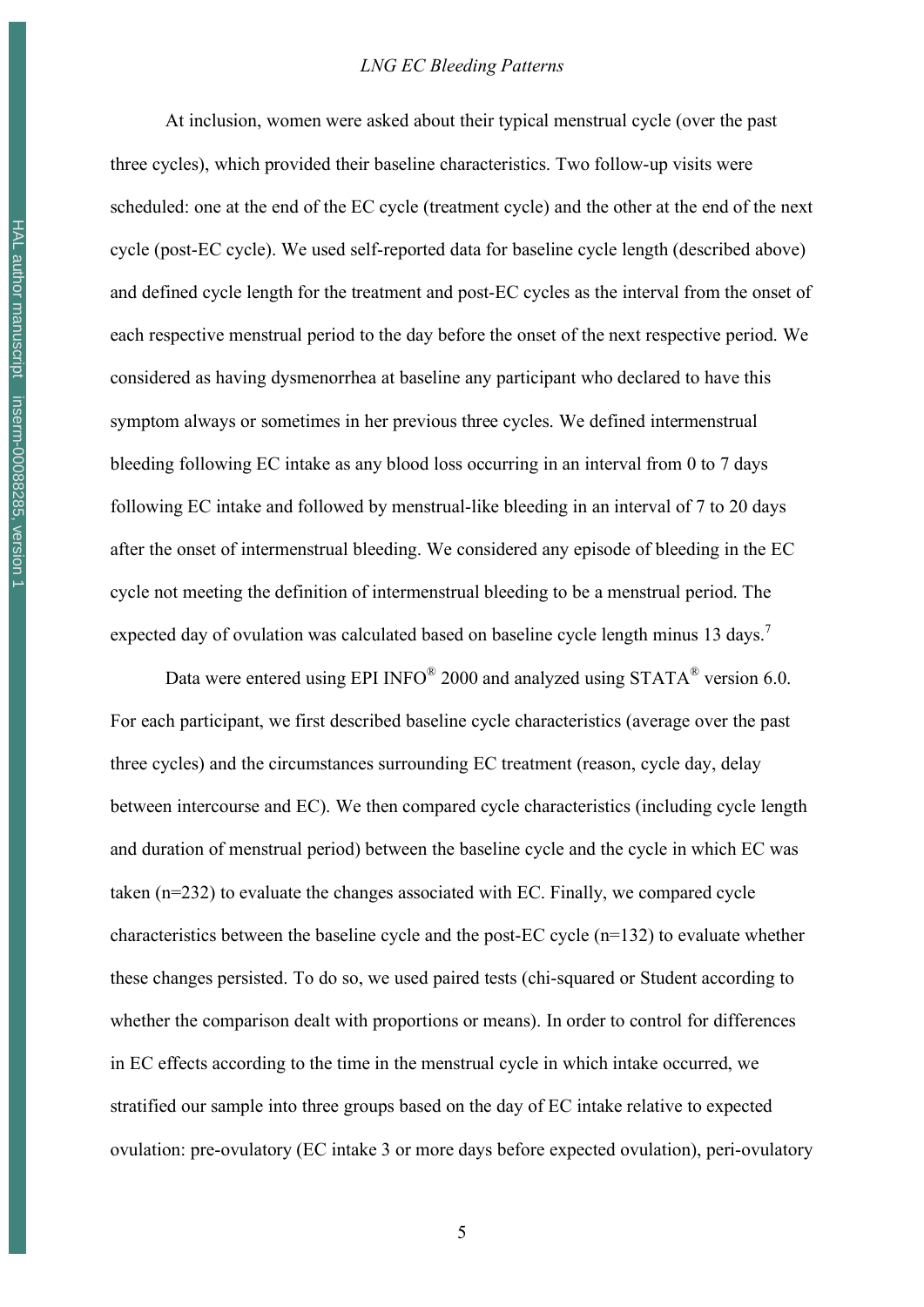At inclusion, women were asked about their typical menstrual cycle (over the past three cycles), which provided their baseline characteristics. Two follow-up visits were scheduled: one at the end of the EC cycle (treatment cycle) and the other at the end of the next cycle (post-EC cycle). We used self-reported data for baseline cycle length (described above) and defined cycle length for the treatment and post-EC cycles as the interval from the onset of each respective menstrual period to the day before the onset of the next respective period. We considered as having dysmenorrhea at baseline any participant who declared to have this symptom always or sometimes in her previous three cycles. We defined intermenstrual bleeding following EC intake as any blood loss occurring in an interval from 0 to 7 days following EC intake and followed by menstrual-like bleeding in an interval of 7 to 20 days after the onset of intermenstrual bleeding. We considered any episode of bleeding in the EC cycle not meeting the definition of intermenstrual bleeding to be a menstrual period. The expected day of ovulation was calculated based on baseline cycle length minus 13 days.[7]

Data were entered using EPI INFO® 2000 and analyzed using STATA® version 6.0. For each participant, we first described baseline cycle characteristics (average over the past three cycles) and the circumstances surrounding EC treatment (reason, cycle day, delay between intercourse and EC). We then compared cycle characteristics (including cycle length and duration of menstrual period) between the baseline cycle and the cycle in which EC was taken (n=232) to evaluate the changes associated with EC. Finally, we compared cycle characteristics between the baseline cycle and the post-EC cycle (n=132) to evaluate whether these changes persisted. To do so, we used paired tests (chi-squared or Student according to whether the comparison dealt with proportions or means). In order to control for differences in EC effects according to the time in the menstrual cycle in which intake occurred, we stratified our sample into three groups based on the day of EC intake relative to expected ovulation: pre-ovulatory (EC intake 3 or more days before expected ovulation), peri-ovulatory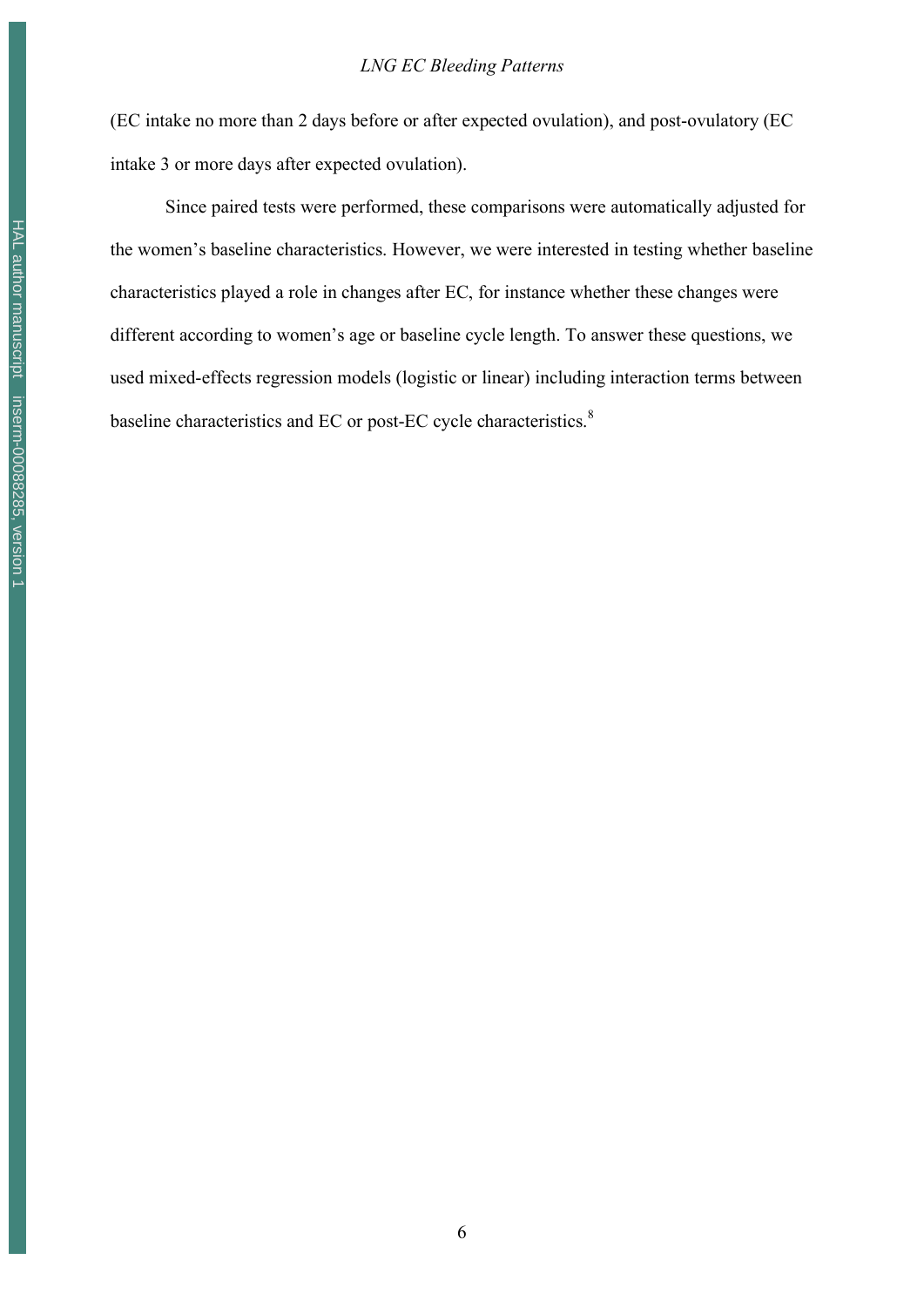(EC intake no more than 2 days before or after expected ovulation), and post-ovulatory (EC intake 3 or more days after expected ovulation).

Since paired tests were performed, these comparisons were automatically adjusted for the women's baseline characteristics. However, we were interested in testing whether baseline characteristics played a role in changes after EC, for instance whether these changes were different according to women's age or baseline cycle length. To answer these questions, we used mixed-effects regression models (logistic or linear) including interaction terms between baseline characteristics and EC or post-EC cycle characteristics.[8]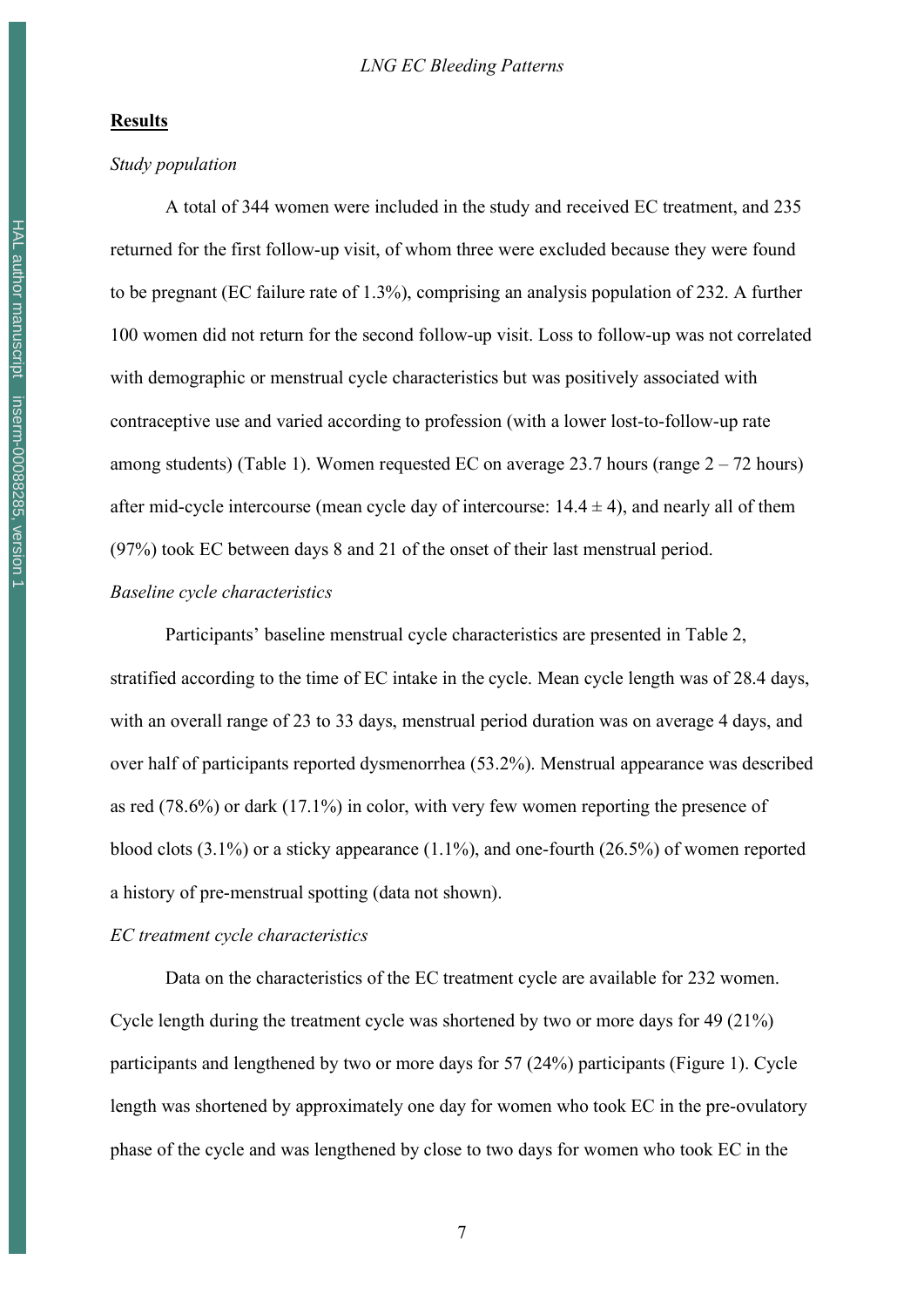## Results

*Study population*

A total of 344 women were included in the study and received EC treatment, and 235 returned for the first follow-up visit, of whom three were excluded because they were found to be pregnant (EC failure rate of 1.3%), comprising an analysis population of 232. A further 100 women did not return for the second follow-up visit. Loss to follow-up was not correlated with demographic or menstrual cycle characteristics but was positively associated with contraceptive use and varied according to profession (with a lower lost-to-follow-up rate among students) (Table 1). Women requested EC on average 23.7 hours (range 2 – 72 hours) after mid-cycle intercourse (mean cycle day of intercourse: $14.4 \pm 4$), and nearly all of them (97%) took EC between days 8 and 21 of the onset of their last menstrual period.

*Baseline cycle characteristics*

Participants' baseline menstrual cycle characteristics are presented in Table 2, stratified according to the time of EC intake in the cycle. Mean cycle length was of 28.4 days, with an overall range of 23 to 33 days, menstrual period duration was on average 4 days, and over half of participants reported dysmenorrhea (53.2%). Menstrual appearance was described as red (78.6%) or dark (17.1%) in color, with very few women reporting the presence of blood clots (3.1%) or a sticky appearance (1.1%), and one-fourth (26.5%) of women reported a history of pre-menstrual spotting (data not shown).

*EC treatment cycle characteristics*

Data on the characteristics of the EC treatment cycle are available for 232 women. Cycle length during the treatment cycle was shortened by two or more days for 49 (21%) participants and lengthened by two or more days for 57 (24%) participants (Figure 1). Cycle length was shortened by approximately one day for women who took EC in the pre-ovulatory phase of the cycle and was lengthened by close to two days for women who took EC in the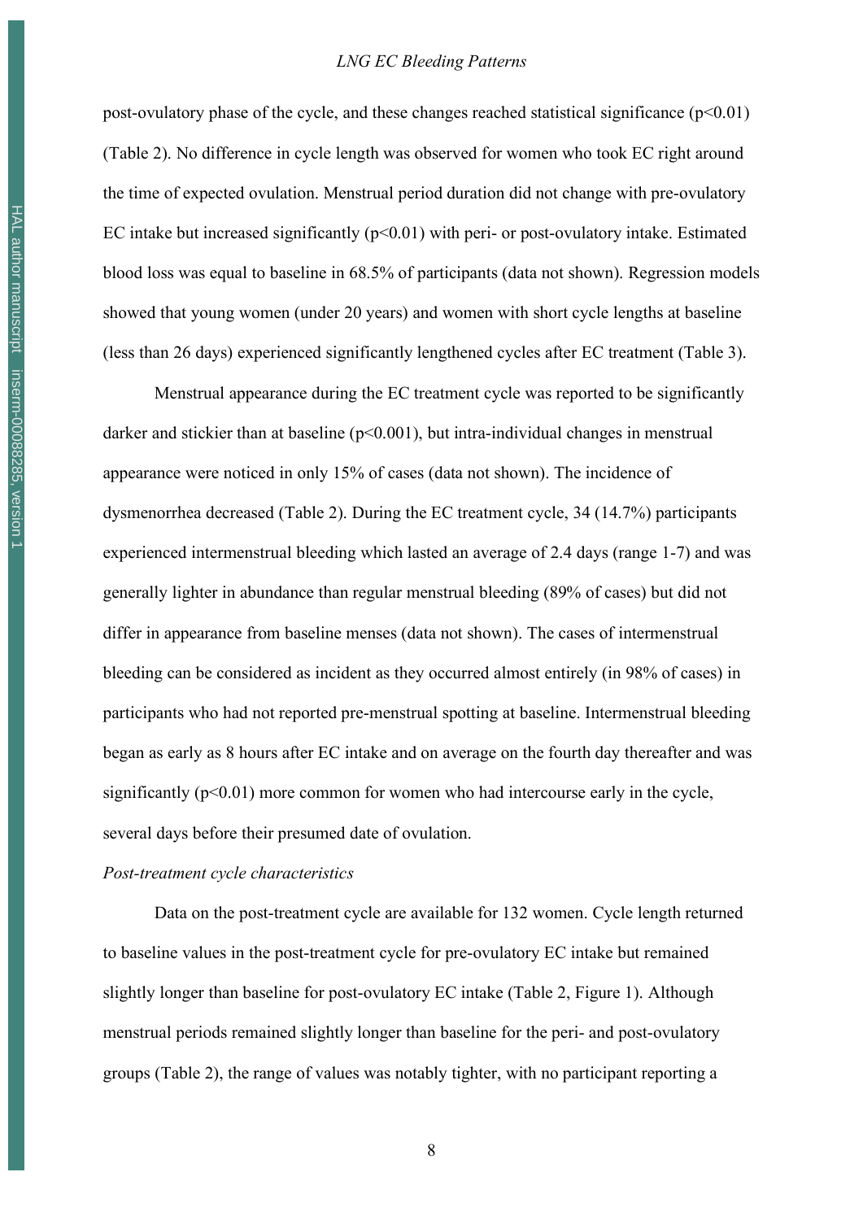post-ovulatory phase of the cycle, and these changes reached statistical significance ($p<0.01$) (Table 2). No difference in cycle length was observed for women who took EC right around the time of expected ovulation. Menstrual period duration did not change with pre-ovulatory EC intake but increased significantly ($p<0.01$) with peri- or post-ovulatory intake. Estimated blood loss was equal to baseline in 68.5% of participants (data not shown). Regression models showed that young women (under 20 years) and women with short cycle lengths at baseline (less than 26 days) experienced significantly lengthened cycles after EC treatment (Table 3).

Menstrual appearance during the EC treatment cycle was reported to be significantly darker and stickier than at baseline ($p<0.001$), but intra-individual changes in menstrual appearance were noticed in only 15% of cases (data not shown). The incidence of dysmenorrhea decreased (Table 2). During the EC treatment cycle, 34 (14.7%) participants experienced intermenstrual bleeding which lasted an average of 2.4 days (range 1-7) and was generally lighter in abundance than regular menstrual bleeding (89% of cases) but did not differ in appearance from baseline menses (data not shown). The cases of intermenstrual bleeding can be considered as incident as they occurred almost entirely (in 98% of cases) in participants who had not reported pre-menstrual spotting at baseline. Intermenstrual bleeding began as early as 8 hours after EC intake and on average on the fourth day thereafter and was significantly ($p<0.01$) more common for women who had intercourse early in the cycle, several days before their presumed date of ovulation.

*Post-treatment cycle characteristics*

Data on the post-treatment cycle are available for 132 women. Cycle length returned to baseline values in the post-treatment cycle for pre-ovulatory EC intake but remained slightly longer than baseline for post-ovulatory EC intake (Table 2, Figure 1). Although menstrual periods remained slightly longer than baseline for the peri- and post-ovulatory groups (Table 2), the range of values was notably tighter, with no participant reporting a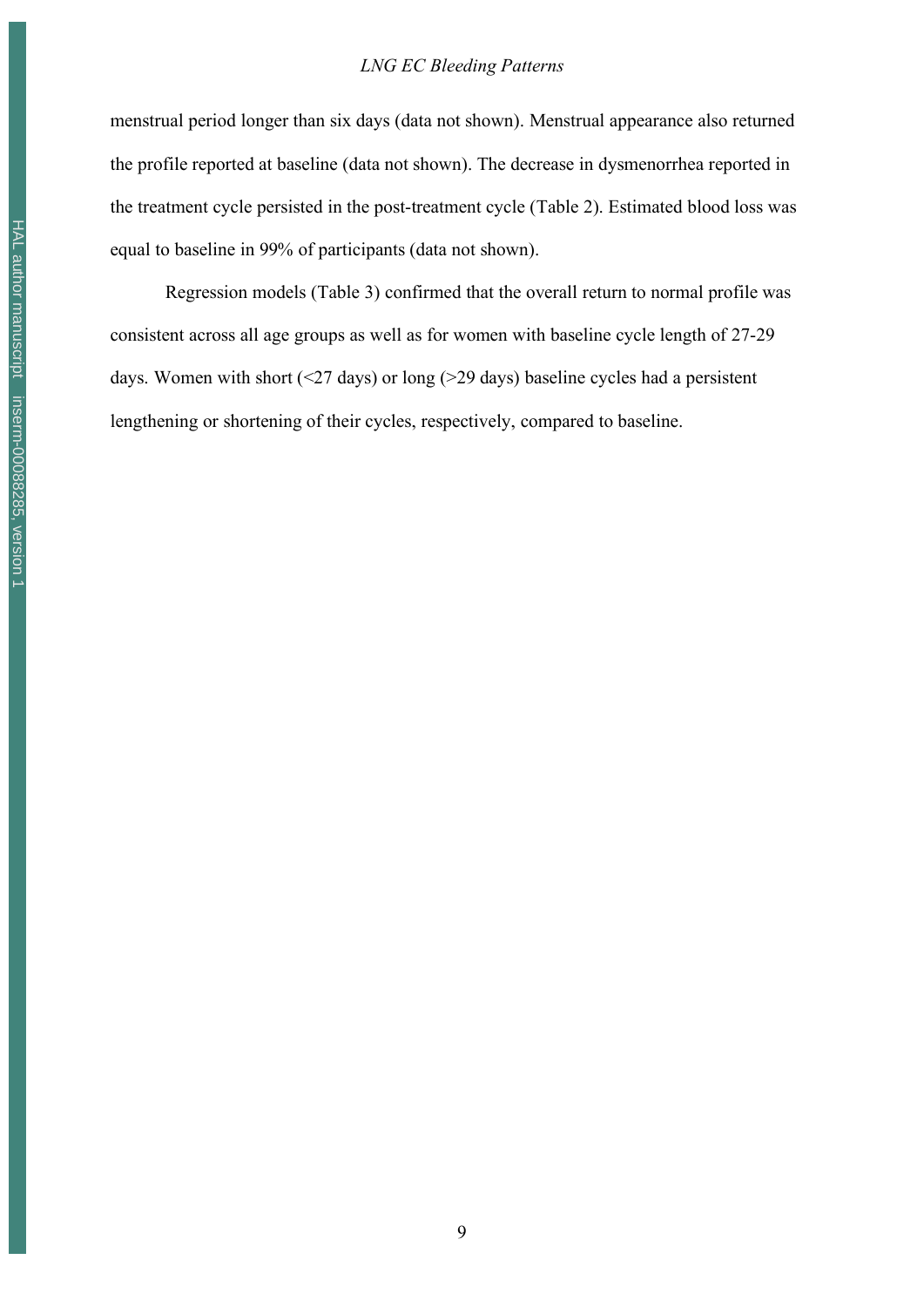menstrual period longer than six days (data not shown). Menstrual appearance also returned the profile reported at baseline (data not shown). The decrease in dysmenorrhea reported in the treatment cycle persisted in the post-treatment cycle (Table 2). Estimated blood loss was equal to baseline in 99% of participants (data not shown).

Regression models (Table 3) confirmed that the overall return to normal profile was consistent across all age groups as well as for women with baseline cycle length of 27-29 days. Women with short (<27 days) or long (>29 days) baseline cycles had a persistent lengthening or shortening of their cycles, respectively, compared to baseline.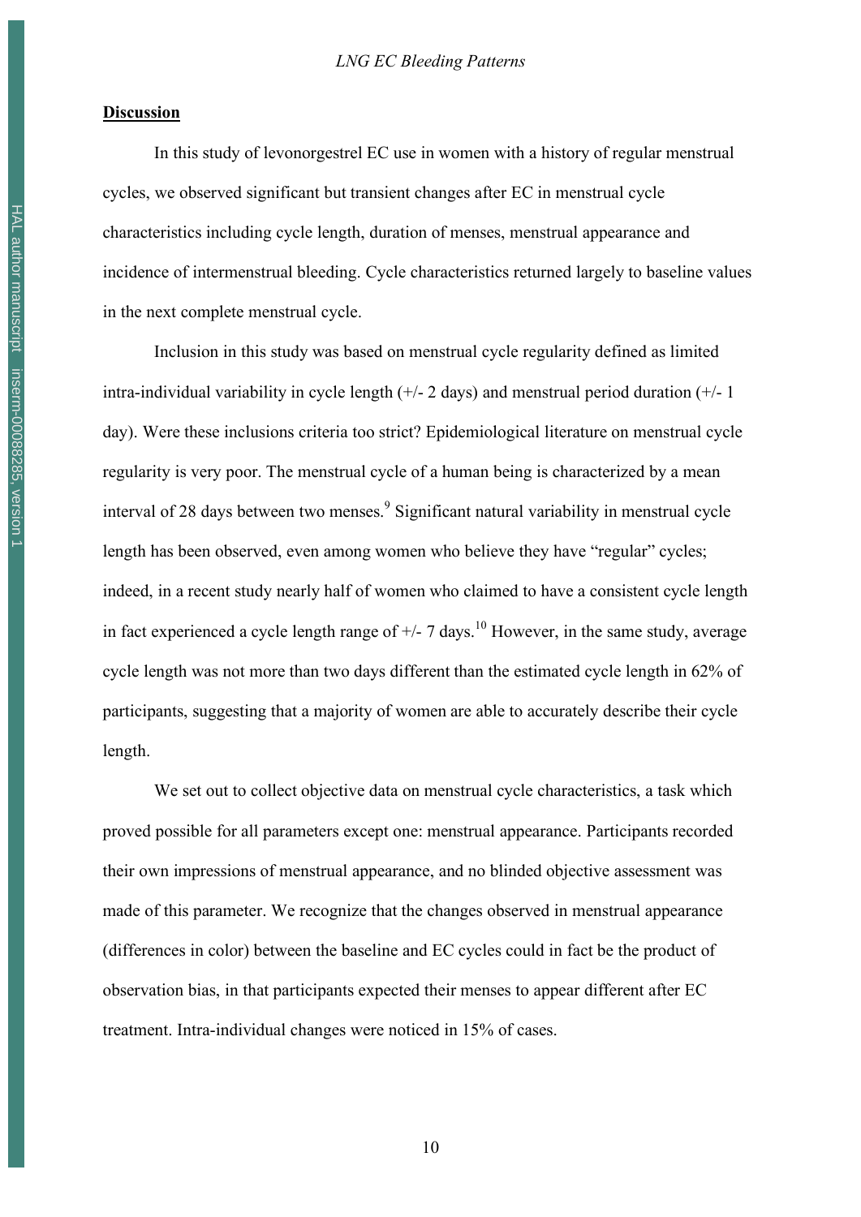## Discussion

In this study of levonorgestrel EC use in women with a history of regular menstrual cycles, we observed significant but transient changes after EC in menstrual cycle characteristics including cycle length, duration of menses, menstrual appearance and incidence of intermenstrual bleeding. Cycle characteristics returned largely to baseline values in the next complete menstrual cycle.

Inclusion in this study was based on menstrual cycle regularity defined as limited intra-individual variability in cycle length (+/- 2 days) and menstrual period duration (+/- 1 day). Were these inclusions criteria too strict? Epidemiological literature on menstrual cycle regularity is very poor. The menstrual cycle of a human being is characterized by a mean interval of 28 days between two menses.[9] Significant natural variability in menstrual cycle length has been observed, even among women who believe they have "regular" cycles; indeed, in a recent study nearly half of women who claimed to have a consistent cycle length in fact experienced a cycle length range of +/- 7 days.[10] However, in the same study, average cycle length was not more than two days different than the estimated cycle length in 62% of participants, suggesting that a majority of women are able to accurately describe their cycle length.

We set out to collect objective data on menstrual cycle characteristics, a task which proved possible for all parameters except one: menstrual appearance. Participants recorded their own impressions of menstrual appearance, and no blinded objective assessment was made of this parameter. We recognize that the changes observed in menstrual appearance (differences in color) between the baseline and EC cycles could in fact be the product of observation bias, in that participants expected their menses to appear different after EC treatment. Intra-individual changes were noticed in 15% of cases.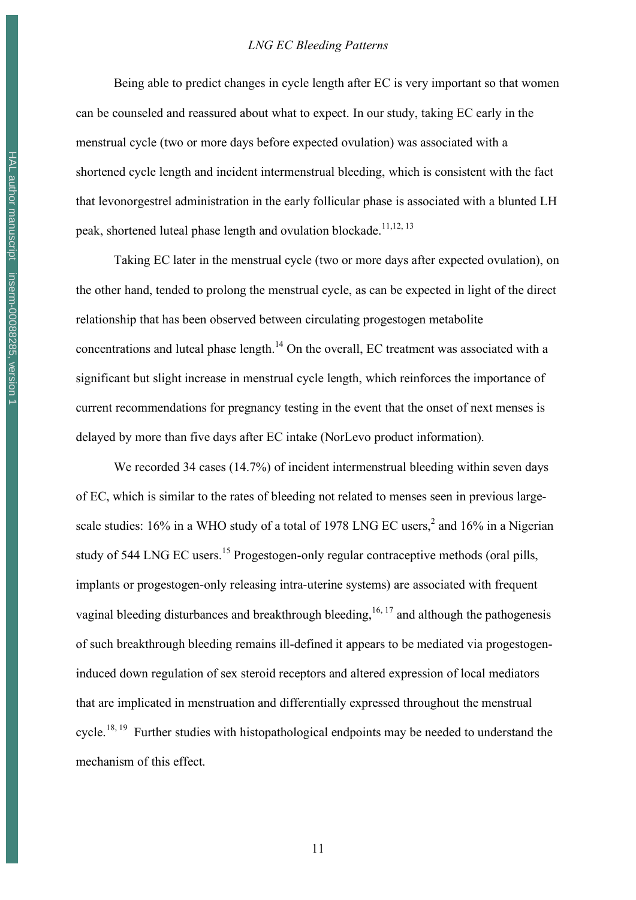Being able to predict changes in cycle length after EC is very important so that women can be counseled and reassured about what to expect. In our study, taking EC early in the menstrual cycle (two or more days before expected ovulation) was associated with a shortened cycle length and incident intermenstrual bleeding, which is consistent with the fact that levonorgestrel administration in the early follicular phase is associated with a blunted LH peak, shortened luteal phase length and ovulation blockade.[11,12, 13]

Taking EC later in the menstrual cycle (two or more days after expected ovulation), on the other hand, tended to prolong the menstrual cycle, as can be expected in light of the direct relationship that has been observed between circulating progestogen metabolite concentrations and luteal phase length.[14] On the overall, EC treatment was associated with a significant but slight increase in menstrual cycle length, which reinforces the importance of current recommendations for pregnancy testing in the event that the onset of next menses is delayed by more than five days after EC intake (NorLevo product information).

We recorded 34 cases (14.7%) of incident intermenstrual bleeding within seven days of EC, which is similar to the rates of bleeding not related to menses seen in previous large-scale studies: 16% in a WHO study of a total of 1978 LNG EC users,[2] and 16% in a Nigerian study of 544 LNG EC users.[15] Progestogen-only regular contraceptive methods (oral pills, implants or progestogen-only releasing intra-uterine systems) are associated with frequent vaginal bleeding disturbances and breakthrough bleeding,[16, 17] and although the pathogenesis of such breakthrough bleeding remains ill-defined it appears to be mediated via progestogen-induced down regulation of sex steroid receptors and altered expression of local mediators that are implicated in menstruation and differentially expressed throughout the menstrual cycle.[18, 19] Further studies with histopathological endpoints may be needed to understand the mechanism of this effect.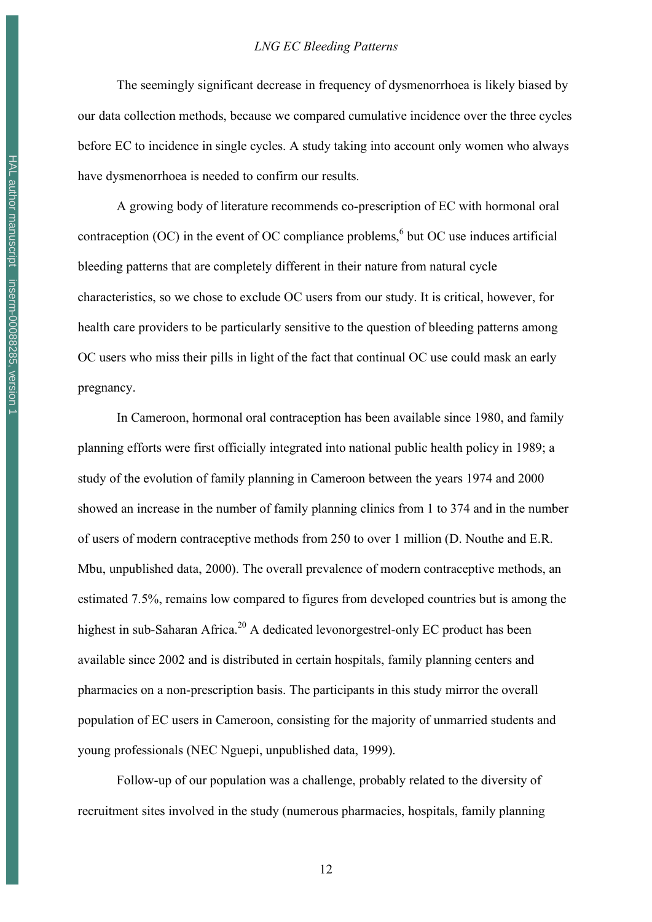The seemingly significant decrease in frequency of dysmenorrhoea is likely biased by our data collection methods, because we compared cumulative incidence over the three cycles before EC to incidence in single cycles. A study taking into account only women who always have dysmenorrhoea is needed to confirm our results.

A growing body of literature recommends co-prescription of EC with hormonal oral contraception (OC) in the event of OC compliance problems,[6] but OC use induces artificial bleeding patterns that are completely different in their nature from natural cycle characteristics, so we chose to exclude OC users from our study. It is critical, however, for health care providers to be particularly sensitive to the question of bleeding patterns among OC users who miss their pills in light of the fact that continual OC use could mask an early pregnancy.

In Cameroon, hormonal oral contraception has been available since 1980, and family planning efforts were first officially integrated into national public health policy in 1989; a study of the evolution of family planning in Cameroon between the years 1974 and 2000 showed an increase in the number of family planning clinics from 1 to 374 and in the number of users of modern contraceptive methods from 250 to over 1 million (D. Nouthe and E.R. Mbu, unpublished data, 2000). The overall prevalence of modern contraceptive methods, an estimated 7.5%, remains low compared to figures from developed countries but is among the highest in sub-Saharan Africa.[20] A dedicated levonorgestrel-only EC product has been available since 2002 and is distributed in certain hospitals, family planning centers and pharmacies on a non-prescription basis. The participants in this study mirror the overall population of EC users in Cameroon, consisting for the majority of unmarried students and young professionals (NEC Nguepi, unpublished data, 1999).

Follow-up of our population was a challenge, probably related to the diversity of recruitment sites involved in the study (numerous pharmacies, hospitals, family planning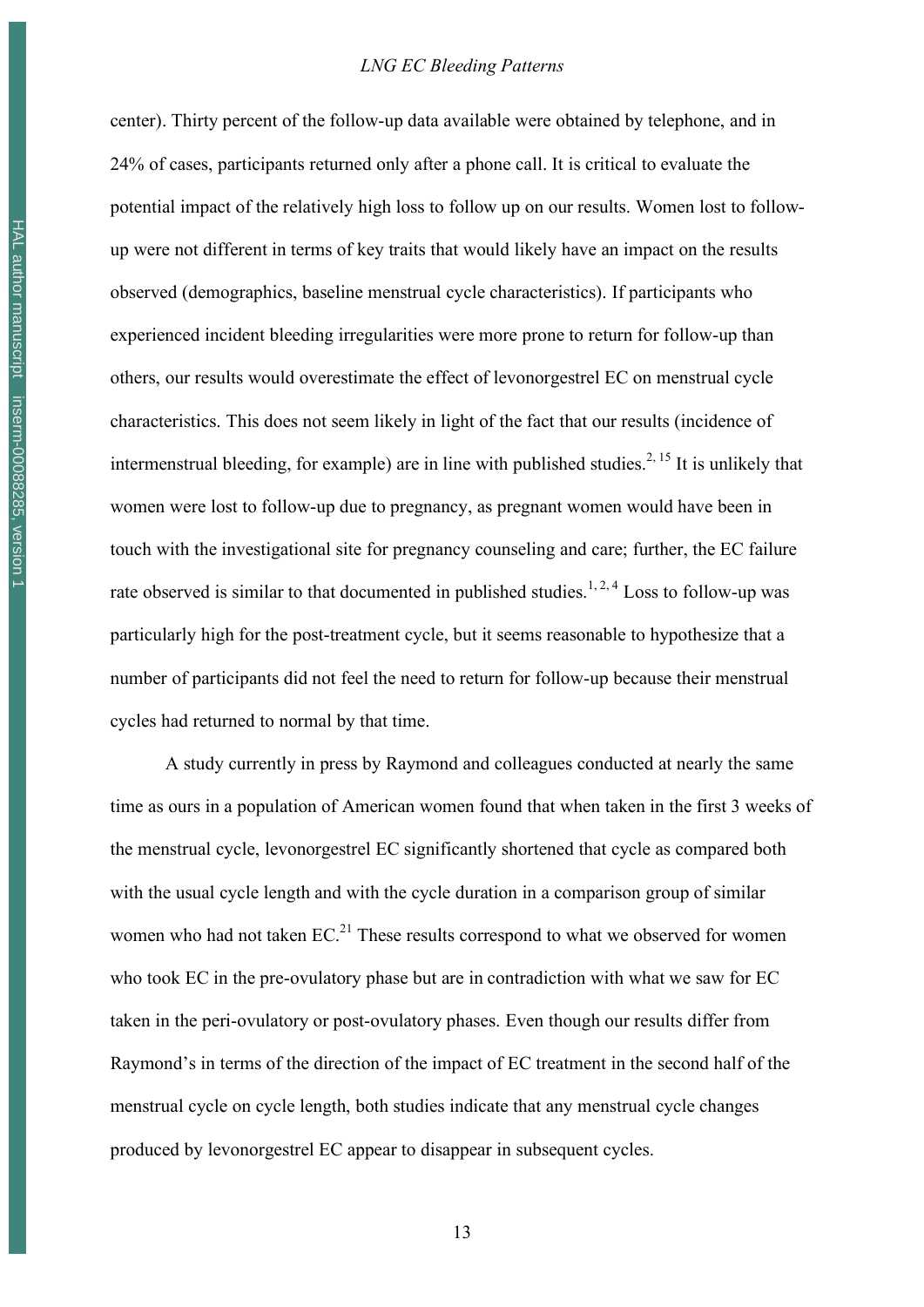center). Thirty percent of the follow-up data available were obtained by telephone, and in 24% of cases, participants returned only after a phone call. It is critical to evaluate the potential impact of the relatively high loss to follow up on our results. Women lost to follow-up were not different in terms of key traits that would likely have an impact on the results observed (demographics, baseline menstrual cycle characteristics). If participants who experienced incident bleeding irregularities were more prone to return for follow-up than others, our results would overestimate the effect of levonorgestrel EC on menstrual cycle characteristics. This does not seem likely in light of the fact that our results (incidence of intermenstrual bleeding, for example) are in line with published studies.[2, 15] It is unlikely that women were lost to follow-up due to pregnancy, as pregnant women would have been in touch with the investigational site for pregnancy counseling and care; further, the EC failure rate observed is similar to that documented in published studies.[1, 2, 4] Loss to follow-up was particularly high for the post-treatment cycle, but it seems reasonable to hypothesize that a number of participants did not feel the need to return for follow-up because their menstrual cycles had returned to normal by that time.

A study currently in press by Raymond and colleagues conducted at nearly the same time as ours in a population of American women found that when taken in the first 3 weeks of the menstrual cycle, levonorgestrel EC significantly shortened that cycle as compared both with the usual cycle length and with the cycle duration in a comparison group of similar women who had not taken EC.[21] These results correspond to what we observed for women who took EC in the pre-ovulatory phase but are in contradiction with what we saw for EC taken in the peri-ovulatory or post-ovulatory phases. Even though our results differ from Raymond's in terms of the direction of the impact of EC treatment in the second half of the menstrual cycle on cycle length, both studies indicate that any menstrual cycle changes produced by levonorgestrel EC appear to disappear in subsequent cycles.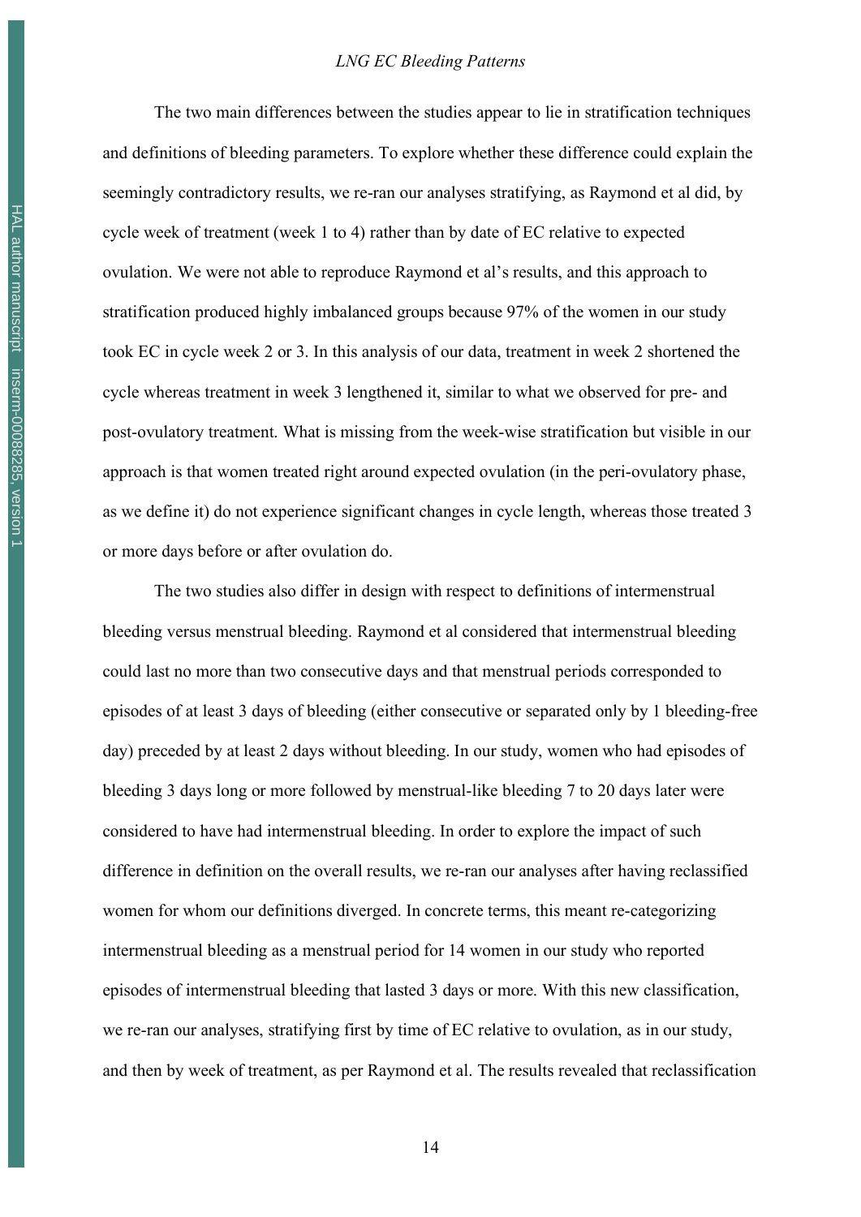The two main differences between the studies appear to lie in stratification techniques and definitions of bleeding parameters. To explore whether these difference could explain the seemingly contradictory results, we re-ran our analyses stratifying, as Raymond et al did, by cycle week of treatment (week 1 to 4) rather than by date of EC relative to expected ovulation. We were not able to reproduce Raymond et al's results, and this approach to stratification produced highly imbalanced groups because 97% of the women in our study took EC in cycle week 2 or 3. In this analysis of our data, treatment in week 2 shortened the cycle whereas treatment in week 3 lengthened it, similar to what we observed for pre- and post-ovulatory treatment. What is missing from the week-wise stratification but visible in our approach is that women treated right around expected ovulation (in the peri-ovulatory phase, as we define it) do not experience significant changes in cycle length, whereas those treated 3 or more days before or after ovulation do.

The two studies also differ in design with respect to definitions of intermenstrual bleeding versus menstrual bleeding. Raymond et al considered that intermenstrual bleeding could last no more than two consecutive days and that menstrual periods corresponded to episodes of at least 3 days of bleeding (either consecutive or separated only by 1 bleeding-free day) preceded by at least 2 days without bleeding. In our study, women who had episodes of bleeding 3 days long or more followed by menstrual-like bleeding 7 to 20 days later were considered to have had intermenstrual bleeding. In order to explore the impact of such difference in definition on the overall results, we re-ran our analyses after having reclassified women for whom our definitions diverged. In concrete terms, this meant re-categorizing intermenstrual bleeding as a menstrual period for 14 women in our study who reported episodes of intermenstrual bleeding that lasted 3 days or more. With this new classification, we re-ran our analyses, stratifying first by time of EC relative to ovulation, as in our study, and then by week of treatment, as per Raymond et al. The results revealed that reclassification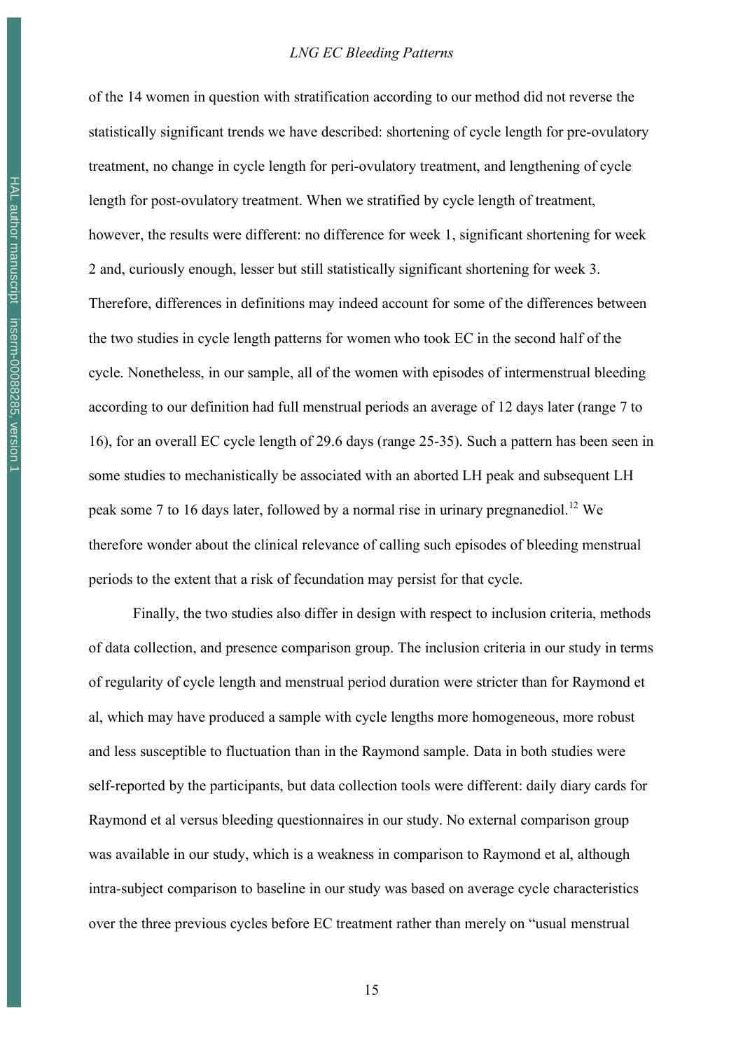of the 14 women in question with stratification according to our method did not reverse the statistically significant trends we have described: shortening of cycle length for pre-ovulatory treatment, no change in cycle length for peri-ovulatory treatment, and lengthening of cycle length for post-ovulatory treatment. When we stratified by cycle length of treatment, however, the results were different: no difference for week 1, significant shortening for week 2 and, curiously enough, lesser but still statistically significant shortening for week 3. Therefore, differences in definitions may indeed account for some of the differences between the two studies in cycle length patterns for women who took EC in the second half of the cycle. Nonetheless, in our sample, all of the women with episodes of intermenstrual bleeding according to our definition had full menstrual periods an average of 12 days later (range 7 to 16), for an overall EC cycle length of 29.6 days (range 25-35). Such a pattern has been seen in some studies to mechanistically be associated with an aborted LH peak and subsequent LH peak some 7 to 16 days later, followed by a normal rise in urinary pregnanediol.[12] We therefore wonder about the clinical relevance of calling such episodes of bleeding menstrual periods to the extent that a risk of fecundation may persist for that cycle.

Finally, the two studies also differ in design with respect to inclusion criteria, methods of data collection, and presence comparison group. The inclusion criteria in our study in terms of regularity of cycle length and menstrual period duration were stricter than for Raymond et al, which may have produced a sample with cycle lengths more homogeneous, more robust and less susceptible to fluctuation than in the Raymond sample. Data in both studies were self-reported by the participants, but data collection tools were different: daily diary cards for Raymond et al versus bleeding questionnaires in our study. No external comparison group was available in our study, which is a weakness in comparison to Raymond et al, although intra-subject comparison to baseline in our study was based on average cycle characteristics over the three previous cycles before EC treatment rather than merely on "usual menstrual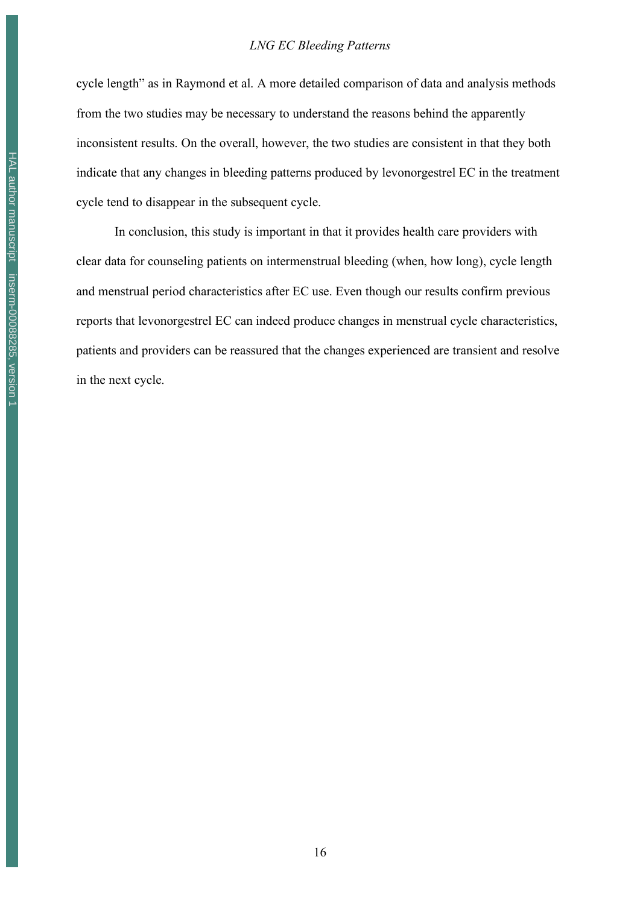cycle length" as in Raymond et al. A more detailed comparison of data and analysis methods from the two studies may be necessary to understand the reasons behind the apparently inconsistent results. On the overall, however, the two studies are consistent in that they both indicate that any changes in bleeding patterns produced by levonorgestrel EC in the treatment cycle tend to disappear in the subsequent cycle.

In conclusion, this study is important in that it provides health care providers with clear data for counseling patients on intermenstrual bleeding (when, how long), cycle length and menstrual period characteristics after EC use. Even though our results confirm previous reports that levonorgestrel EC can indeed produce changes in menstrual cycle characteristics, patients and providers can be reassured that the changes experienced are transient and resolve in the next cycle.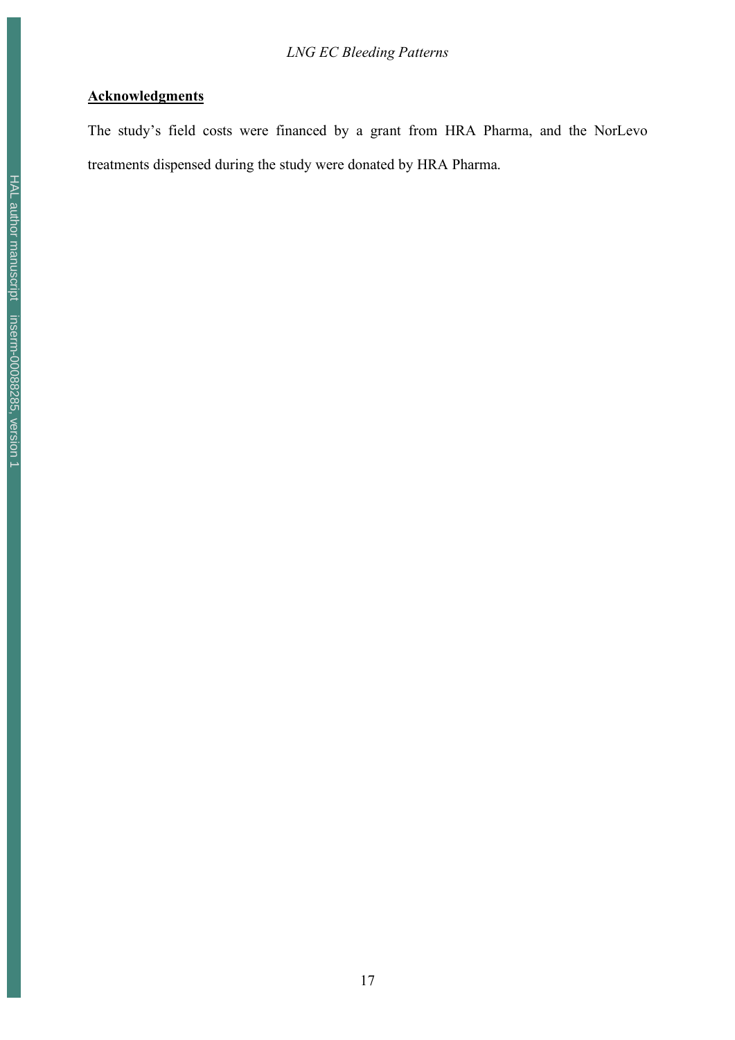## Acknowledgments

The study's field costs were financed by a grant from HRA Pharma, and the NorLevo treatments dispensed during the study were donated by HRA Pharma.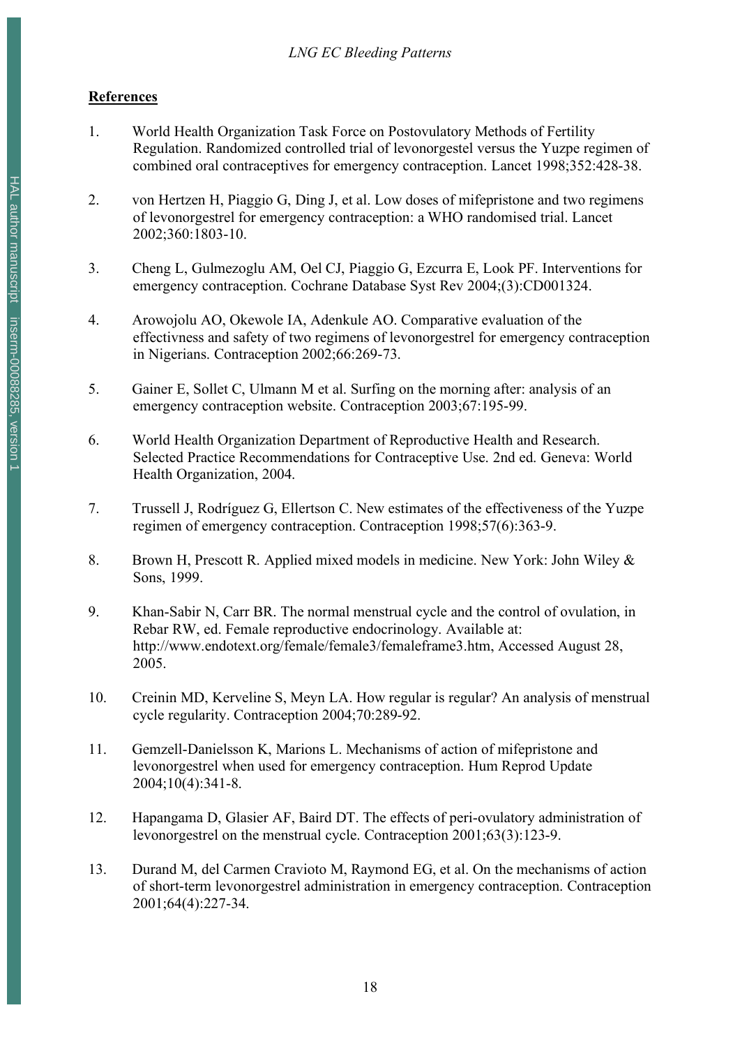## References

1. World Health Organization Task Force on Postovulatory Methods of Fertility Regulation. Randomized controlled trial of levonorgestel versus the Yuzpe regimen of combined oral contraceptives for emergency contraception. Lancet 1998;352:428-38.

2. von Hertzen H, Piaggio G, Ding J, et al. Low doses of mifepristone and two regimens of levonorgestrel for emergency contraception: a WHO randomised trial. Lancet 2002;360:1803-10.

3. Cheng L, Gulmezoglu AM, Oel CJ, Piaggio G, Ezcurra E, Look PF. Interventions for emergency contraception. Cochrane Database Syst Rev 2004;(3):CD001324.

4. Arowojolu AO, Okewole IA, Adenkule AO. Comparative evaluation of the effectivness and safety of two regimens of levonorgestrel for emergency contraception in Nigerians. Contraception 2002;66:269-73.

5. Gainer E, Sollet C, Ulmann M et al. Surfing on the morning after: analysis of an emergency contraception website. Contraception 2003;67:195-99.

6. World Health Organization Department of Reproductive Health and Research. Selected Practice Recommendations for Contraceptive Use. 2nd ed. Geneva: World Health Organization, 2004.

7. Trussell J, Rodríguez G, Ellertson C. New estimates of the effectiveness of the Yuzpe regimen of emergency contraception. Contraception 1998;57(6):363-9.

8. Brown H, Prescott R. Applied mixed models in medicine. New York: John Wiley & Sons, 1999.

9. Khan-Sabir N, Carr BR. The normal menstrual cycle and the control of ovulation, in Rebar RW, ed. Female reproductive endocrinology. Available at: http://www.endotext.org/female/female3/femaleframe3.htm, Accessed August 28, 2005.

10. Creinin MD, Kerveline S, Meyn LA. How regular is regular? An analysis of menstrual cycle regularity. Contraception 2004;70:289-92.

11. Gemzell-Danielsson K, Marions L. Mechanisms of action of mifepristone and levonorgestrel when used for emergency contraception. Hum Reprod Update 2004;10(4):341-8.

12. Hapangama D, Glasier AF, Baird DT. The effects of peri-ovulatory administration of levonorgestrel on the menstrual cycle. Contraception 2001;63(3):123-9.

13. Durand M, del Carmen Cravioto M, Raymond EG, et al. On the mechanisms of action of short-term levonorgestrel administration in emergency contraception. Contraception 2001;64(4):227-34.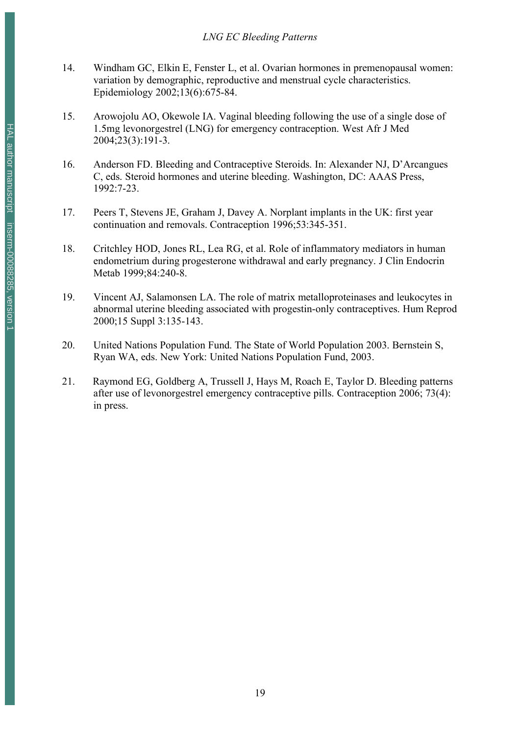14. Windham GC, Elkin E, Fenster L, et al. Ovarian hormones in premenopausal women: variation by demographic, reproductive and menstrual cycle characteristics. Epidemiology 2002;13(6):675-84.

15. Arowojolu AO, Okewole IA. Vaginal bleeding following the use of a single dose of 1.5mg levonorgestrel (LNG) for emergency contraception. West Afr J Med 2004;23(3):191-3.

16. Anderson FD. Bleeding and Contraceptive Steroids. In: Alexander NJ, D'Arcangues C, eds. Steroid hormones and uterine bleeding. Washington, DC: AAAS Press, 1992:7-23.

17. Peers T, Stevens JE, Graham J, Davey A. Norplant implants in the UK: first year continuation and removals. Contraception 1996;53:345-351.

18. Critchley HOD, Jones RL, Lea RG, et al. Role of inflammatory mediators in human endometrium during progesterone withdrawal and early pregnancy. J Clin Endocrin Metab 1999;84:240-8.

19. Vincent AJ, Salamonsen LA. The role of matrix metalloproteinases and leukocytes in abnormal uterine bleeding associated with progestin-only contraceptives. Hum Reprod 2000;15 Suppl 3:135-143.

20. United Nations Population Fund. The State of World Population 2003. Bernstein S, Ryan WA, eds. New York: United Nations Population Fund, 2003.

21. Raymond EG, Goldberg A, Trussell J, Hays M, Roach E, Taylor D. Bleeding patterns after use of levonorgestrel emergency contraceptive pills. Contraception 2006; 73(4): in press.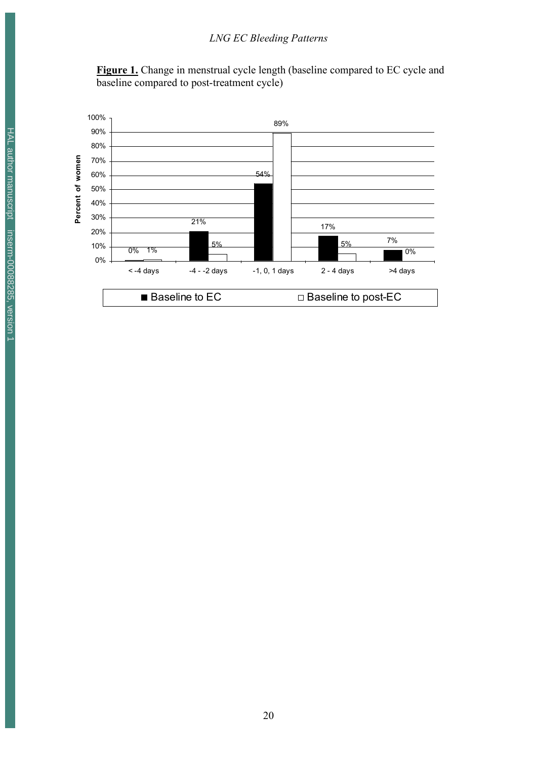**Figure 1.** Change in menstrual cycle length (baseline compared to EC cycle and baseline compared to post-treatment cycle)

| Change in cycle length | Baseline to EC | Baseline to post-EC |
|---|---|---|
| < -4 days | 0% | 1% |
| -4 - -2 days | 21% | 5% |
| -1, 0, 1 days | 54% | 89% |
| 2 - 4 days | 17% | 5% |
| >4 days | 7% | 0% |

Percent of women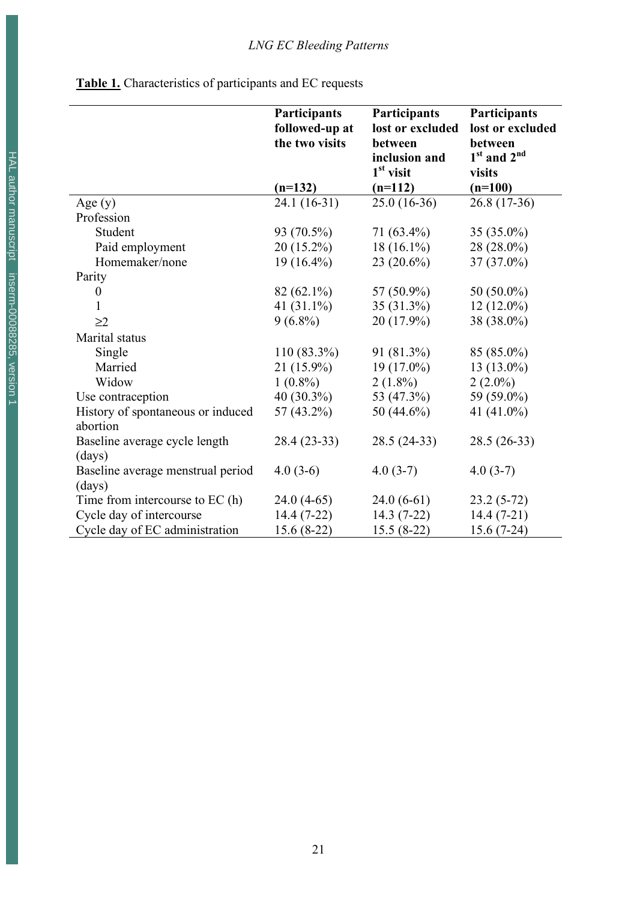**Table 1.** Characteristics of participants and EC requests

| | Participants followed-up at the two visits (n=132) | Participants lost or excluded between inclusion and 1[st] visit (n=112) | Participants lost or excluded between 1[st] and 2[nd] visits (n=100) |
|---|---|---|---|
| Age (y) | 24.1 (16-31) | 25.0 (16-36) | 26.8 (17-36) |
| Profession | | | |
| Student | 93 (70.5%) | 71 (63.4%) | 35 (35.0%) |
| Paid employment | 20 (15.2%) | 18 (16.1%) | 28 (28.0%) |
| Homemaker/none | 19 (16.4%) | 23 (20.6%) | 37 (37.0%) |
| Parity | | | |
| 0 | 82 (62.1%) | 57 (50.9%) | 50 (50.0%) |
| 1 | 41 (31.1%) | 35 (31.3%) | 12 (12.0%) |
| ≥2 | 9 (6.8%) | 20 (17.9%) | 38 (38.0%) |
| Marital status | | | |
| Single | 110 (83.3%) | 91 (81.3%) | 85 (85.0%) |
| Married | 21 (15.9%) | 19 (17.0%) | 13 (13.0%) |
| Widow | 1 (0.8%) | 2 (1.8%) | 2 (2.0%) |
| Use contraception | 40 (30.3%) | 53 (47.3%) | 59 (59.0%) |
| History of spontaneous or induced abortion | 57 (43.2%) | 50 (44.6%) | 41 (41.0%) |
| Baseline average cycle length (days) | 28.4 (23-33) | 28.5 (24-33) | 28.5 (26-33) |
| Baseline average menstrual period (days) | 4.0 (3-6) | 4.0 (3-7) | 4.0 (3-7) |
| Time from intercourse to EC (h) | 24.0 (4-65) | 24.0 (6-61) | 23.2 (5-72) |
| Cycle day of intercourse | 14.4 (7-22) | 14.3 (7-22) | 14.4 (7-21) |
| Cycle day of EC administration | 15.6 (8-22) | 15.5 (8-22) | 15.6 (7-24) |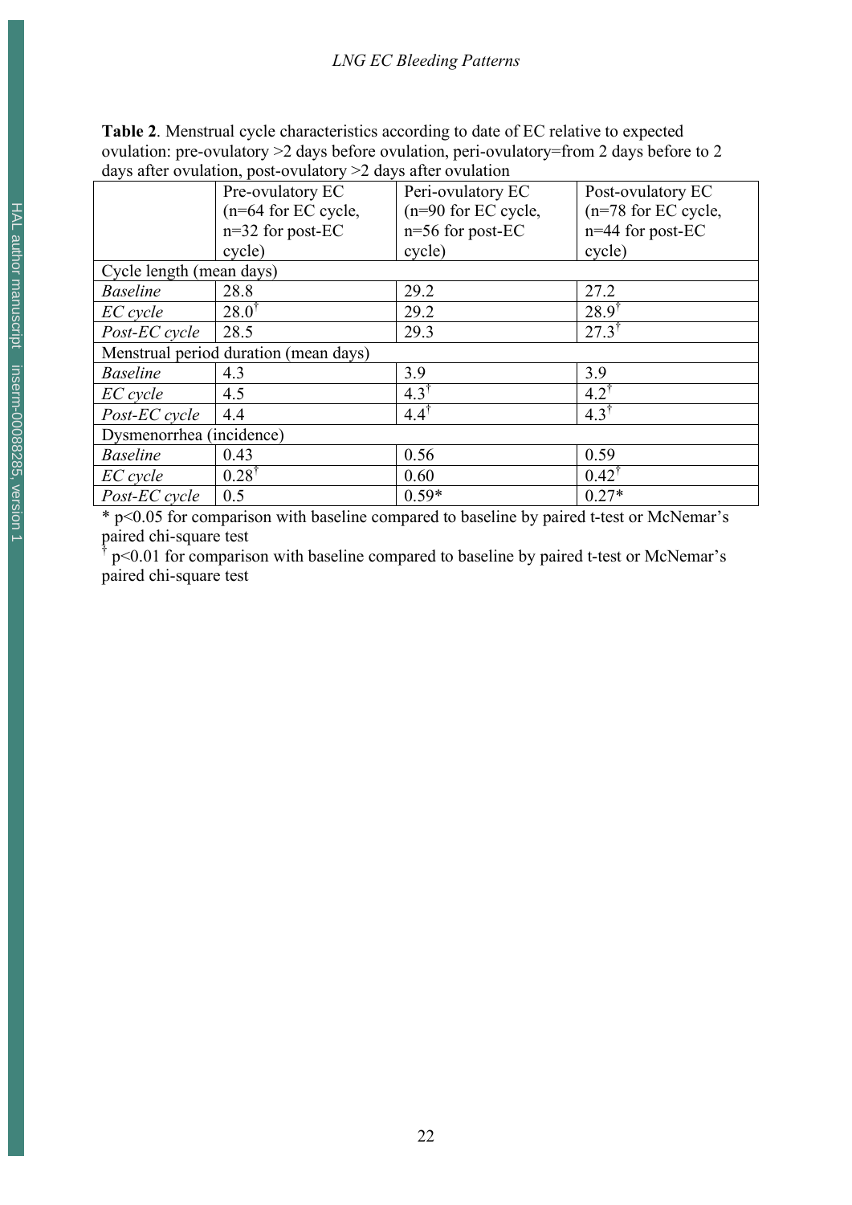**Table 2**. Menstrual cycle characteristics according to date of EC relative to expected ovulation: pre-ovulatory >2 days before ovulation, peri-ovulatory=from 2 days before to 2 days after ovulation, post-ovulatory >2 days after ovulation

| | Pre-ovulatory EC (n=64 for EC cycle, n=32 for post-EC cycle) | Peri-ovulatory EC (n=90 for EC cycle, n=56 for post-EC cycle) | Post-ovulatory EC (n=78 for EC cycle, n=44 for post-EC cycle) |
|---|---|---|---|
| Cycle length (mean days) | | | |
| *Baseline* | 28.8 | 29.2 | 27.2 |
| *EC cycle* | 28.0[†] | 29.2 | 28.9[†] |
| *Post-EC cycle* | 28.5 | 29.3 | 27.3[†] |
| Menstrual period duration (mean days) | | | |
| *Baseline* | 4.3 | 3.9 | 3.9 |
| *EC cycle* | 4.5 | 4.3[†] | 4.2[†] |
| *Post-EC cycle* | 4.4 | 4.4[†] | 4.3[†] |
| Dysmenorrhea (incidence) | | | |
| *Baseline* | 0.43 | 0.56 | 0.59 |
| *EC cycle* | 0.28[†] | 0.60 | 0.42[†] |
| *Post-EC cycle* | 0.5 | 0.59* | 0.27* |

* $p<0.05$ for comparison with baseline compared to baseline by paired t-test or McNemar's paired chi-square test

[†] $p<0.01$ for comparison with baseline compared to baseline by paired t-test or McNemar's paired chi-square test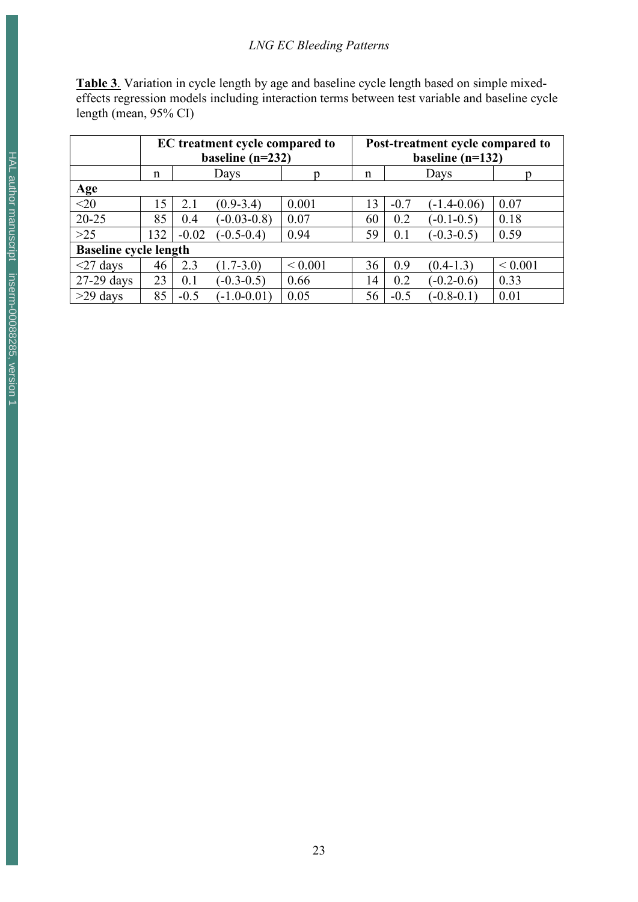**Table 3**. Variation in cycle length by age and baseline cycle length based on simple mixed-effects regression models including interaction terms between test variable and baseline cycle length (mean, 95% CI)

| | EC treatment cycle compared to baseline (n=232) | | | | Post-treatment cycle compared to baseline (n=132) | | | |
|---|---|---|---|---|---|---|---|---|
| | n | Days | | p | n | Days | | p |
| **Age** | | | | | | | | |
| <20 | 15 | 2.1 | (0.9-3.4) | 0.001 | 13 | -0.7 | (-1.4-0.06) | 0.07 |
| 20-25 | 85 | 0.4 | (-0.03-0.8) | 0.07 | 60 | 0.2 | (-0.1-0.5) | 0.18 |
| >25 | 132 | -0.02 | (-0.5-0.4) | 0.94 | 59 | 0.1 | (-0.3-0.5) | 0.59 |
| **Baseline cycle length** | | | | | | | | |
| <27 days | 46 | 2.3 | (1.7-3.0) | < 0.001 | 36 | 0.9 | (0.4-1.3) | < 0.001 |
| 27-29 days | 23 | 0.1 | (-0.3-0.5) | 0.66 | 14 | 0.2 | (-0.2-0.6) | 0.33 |
| >29 days | 85 | -0.5 | (-1.0-0.01) | 0.05 | 56 | -0.5 | (-0.8-0.1) | 0.01 |